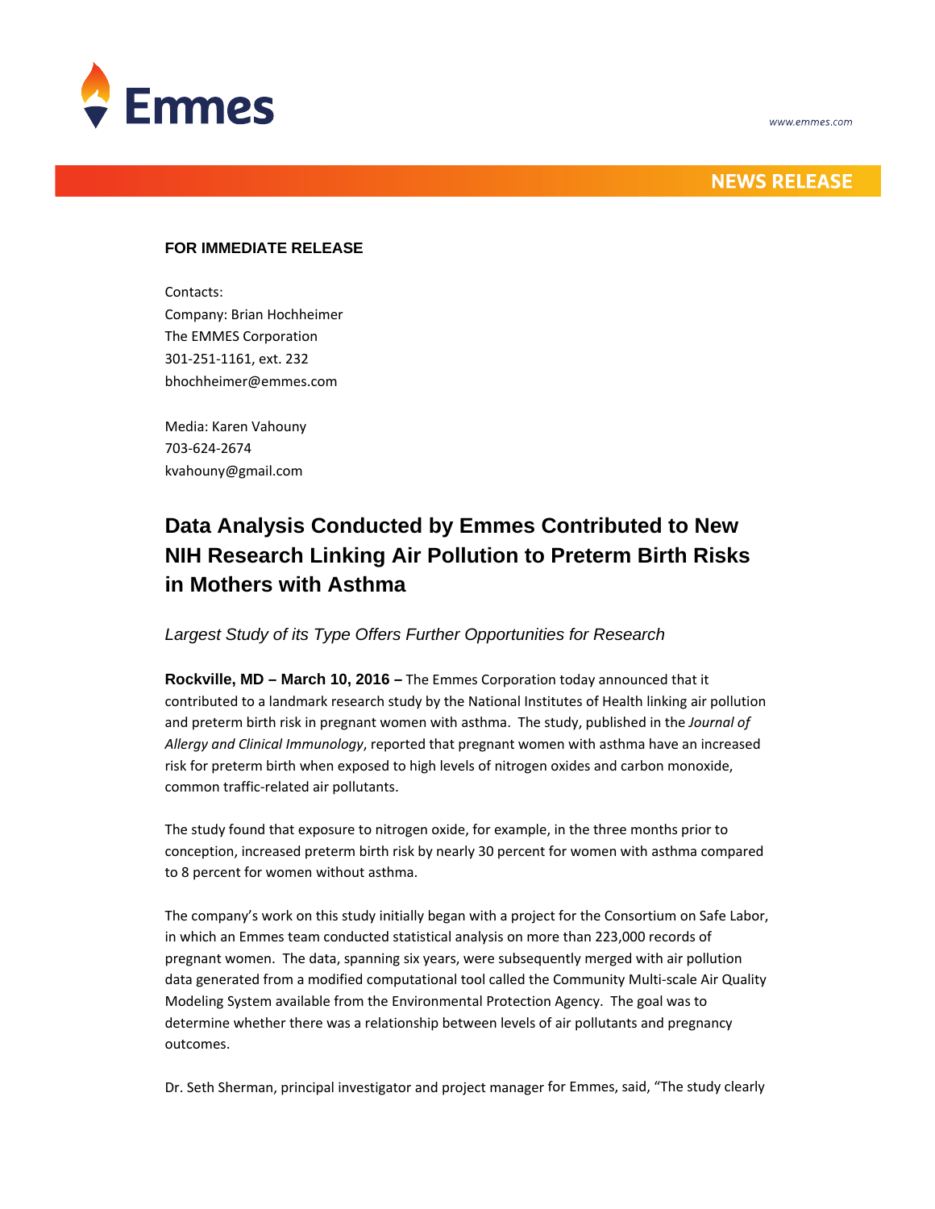Emmes

www.emmes.com

**NEWS RELEASE**

**FOR IMMEDIATE RELEASE**

Contacts:
Company: Brian Hochheimer
The EMMES Corporation
301-251-1161, ext. 232
bhochheimer@emmes.com

Media: Karen Vahouny
703-624-2674
kvahouny@gmail.com

# Data Analysis Conducted by Emmes Contributed to New NIH Research Linking Air Pollution to Preterm Birth Risks in Mothers with Asthma

*Largest Study of its Type Offers Further Opportunities for Research*

**Rockville, MD – March 10, 2016 –** The Emmes Corporation today announced that it contributed to a landmark research study by the National Institutes of Health linking air pollution and preterm birth risk in pregnant women with asthma. The study, published in the *Journal of Allergy and Clinical Immunology*, reported that pregnant women with asthma have an increased risk for preterm birth when exposed to high levels of nitrogen oxides and carbon monoxide, common traffic-related air pollutants.

The study found that exposure to nitrogen oxide, for example, in the three months prior to conception, increased preterm birth risk by nearly 30 percent for women with asthma compared to 8 percent for women without asthma.

The company's work on this study initially began with a project for the Consortium on Safe Labor, in which an Emmes team conducted statistical analysis on more than 223,000 records of pregnant women. The data, spanning six years, were subsequently merged with air pollution data generated from a modified computational tool called the Community Multi-scale Air Quality Modeling System available from the Environmental Protection Agency. The goal was to determine whether there was a relationship between levels of air pollutants and pregnancy outcomes.

Dr. Seth Sherman, principal investigator and project manager for Emmes, said, "The study clearly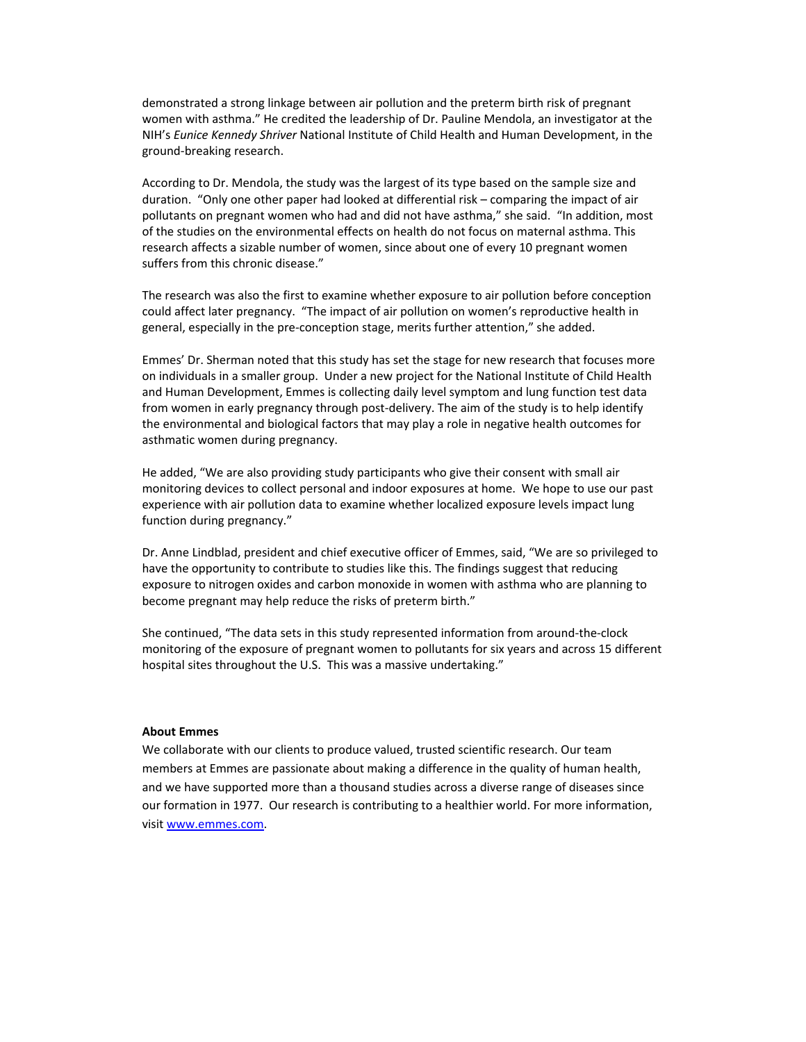demonstrated a strong linkage between air pollution and the preterm birth risk of pregnant women with asthma." He credited the leadership of Dr. Pauline Mendola, an investigator at the NIH's *Eunice Kennedy Shriver* National Institute of Child Health and Human Development, in the ground-breaking research.

According to Dr. Mendola, the study was the largest of its type based on the sample size and duration. "Only one other paper had looked at differential risk – comparing the impact of air pollutants on pregnant women who had and did not have asthma," she said. "In addition, most of the studies on the environmental effects on health do not focus on maternal asthma. This research affects a sizable number of women, since about one of every 10 pregnant women suffers from this chronic disease."

The research was also the first to examine whether exposure to air pollution before conception could affect later pregnancy. "The impact of air pollution on women's reproductive health in general, especially in the pre-conception stage, merits further attention," she added.

Emmes' Dr. Sherman noted that this study has set the stage for new research that focuses more on individuals in a smaller group. Under a new project for the National Institute of Child Health and Human Development, Emmes is collecting daily level symptom and lung function test data from women in early pregnancy through post-delivery. The aim of the study is to help identify the environmental and biological factors that may play a role in negative health outcomes for asthmatic women during pregnancy.

He added, "We are also providing study participants who give their consent with small air monitoring devices to collect personal and indoor exposures at home. We hope to use our past experience with air pollution data to examine whether localized exposure levels impact lung function during pregnancy."

Dr. Anne Lindblad, president and chief executive officer of Emmes, said, "We are so privileged to have the opportunity to contribute to studies like this. The findings suggest that reducing exposure to nitrogen oxides and carbon monoxide in women with asthma who are planning to become pregnant may help reduce the risks of preterm birth."

She continued, "The data sets in this study represented information from around-the-clock monitoring of the exposure of pregnant women to pollutants for six years and across 15 different hospital sites throughout the U.S. This was a massive undertaking."

**About Emmes**

We collaborate with our clients to produce valued, trusted scientific research. Our team members at Emmes are passionate about making a difference in the quality of human health, and we have supported more than a thousand studies across a diverse range of diseases since our formation in 1977. Our research is contributing to a healthier world. For more information, visit [www.emmes.com](http://www.emmes.com).